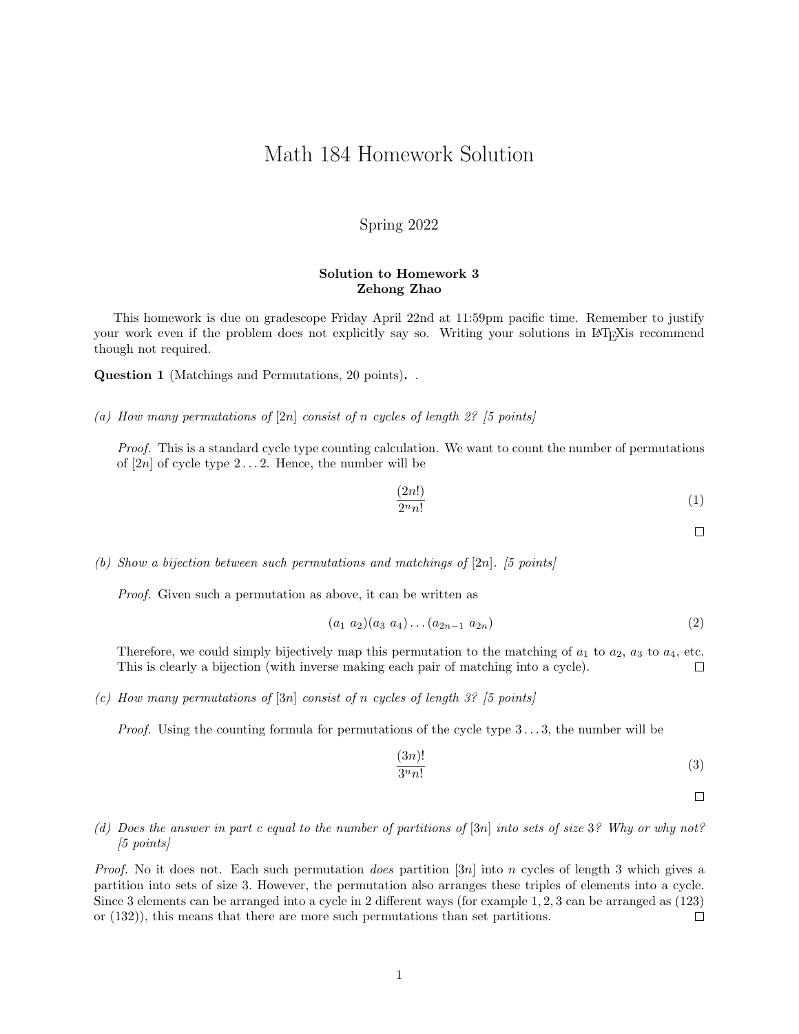# Math 184 Homework Solution

Spring 2022

**Solution to Homework 3**
**Zehong Zhao**

This homework is due on gradescope Friday April 22nd at 11:59pm pacific time. Remember to justify your work even if the problem does not explicitly say so. Writing your solutions in LaTeXis recommend though not required.

**Question 1** (Matchings and Permutations, 20 points). .

*(a) How many permutations of $[2n]$ consist of $n$ cycles of length 2? [5 points]*

*Proof.* This is a standard cycle type counting calculation. We want to count the number of permutations of $[2n]$ of cycle type $2 \dots 2$. Hence, the number will be

$$\frac{(2n!)}{2^n n!} \tag{1}$$

□

*(b) Show a bijection between such permutations and matchings of $[2n]$. [5 points]*

*Proof.* Given such a permutation as above, it can be written as

$$(a_1\ a_2)(a_3\ a_4)\dots(a_{2n-1}\ a_{2n}) \tag{2}$$

Therefore, we could simply bijectively map this permutation to the matching of $a_1$ to $a_2$, $a_3$ to $a_4$, etc. This is clearly a bijection (with inverse making each pair of matching into a cycle). □

*(c) How many permutations of $[3n]$ consist of $n$ cycles of length 3? [5 points]*

*Proof.* Using the counting formula for permutations of the cycle type $3 \dots 3$, the number will be

$$\frac{(3n)!}{3^n n!} \tag{3}$$

□

*(d) Does the answer in part c equal to the number of partitions of $[3n]$ into sets of size 3? Why or why not? [5 points]*

*Proof.* No it does not. Each such permutation *does* partition $[3n]$ into $n$ cycles of length 3 which gives a partition into sets of size 3. However, the permutation also arranges these triples of elements into a cycle. Since 3 elements can be arranged into a cycle in 2 different ways (for example $1, 2, 3$ can be arranged as $(123)$ or $(132)$), this means that there are more such permutations than set partitions. □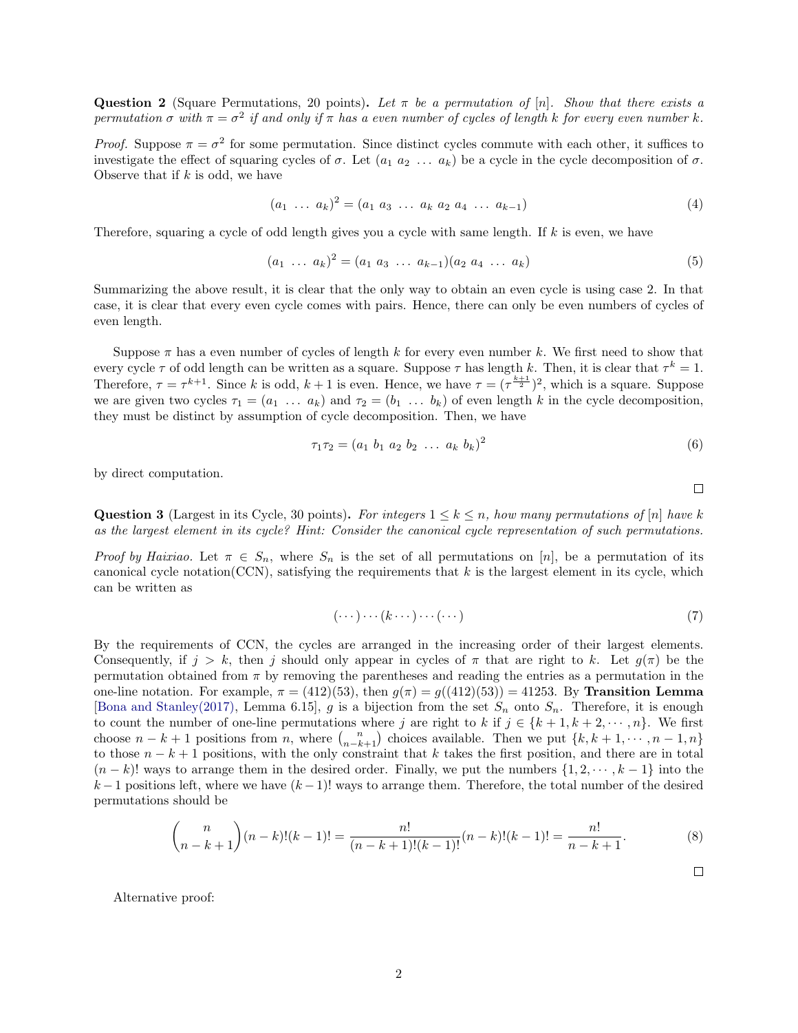**Question 2** (Square Permutations, 20 points)**.** *Let $\pi$ be a permutation of $[n]$. Show that there exists a permutation $\sigma$ with $\pi = \sigma^2$ if and only if $\pi$ has a even number of cycles of length $k$ for every even number $k$.*

*Proof.* Suppose $\pi = \sigma^2$ for some permutation. Since distinct cycles commute with each other, it suffices to investigate the effect of squaring cycles of $\sigma$. Let $(a_1\ a_2\ \dots\ a_k)$ be a cycle in the cycle decomposition of $\sigma$. Observe that if $k$ is odd, we have

$$(a_1\ \dots\ a_k)^2 = (a_1\ a_3\ \dots\ a_k\ a_2\ a_4\ \dots\ a_{k-1}) \tag{4}$$

Therefore, squaring a cycle of odd length gives you a cycle with same length. If $k$ is even, we have

$$(a_1\ \dots\ a_k)^2 = (a_1\ a_3\ \dots\ a_{k-1})(a_2\ a_4\ \dots\ a_k) \tag{5}$$

Summarizing the above result, it is clear that the only way to obtain an even cycle is using case 2. In that case, it is clear that every even cycle comes with pairs. Hence, there can only be even numbers of cycles of even length.

Suppose $\pi$ has a even number of cycles of length $k$ for every even number $k$. We first need to show that every cycle $\tau$ of odd length can be written as a square. Suppose $\tau$ has length $k$. Then, it is clear that $\tau^k = 1$. Therefore, $\tau = \tau^{k+1}$. Since $k$ is odd, $k+1$ is even. Hence, we have $\tau = (\tau^{\frac{k+1}{2}})^2$, which is a square. Suppose we are given two cycles $\tau_1 = (a_1\ \dots\ a_k)$ and $\tau_2 = (b_1\ \dots\ b_k)$ of even length $k$ in the cycle decomposition, they must be distinct by assumption of cycle decomposition. Then, we have

$$\tau_1\tau_2 = (a_1\ b_1\ a_2\ b_2\ \dots\ a_k\ b_k)^2 \tag{6}$$

by direct computation.

□

**Question 3** (Largest in its Cycle, 30 points)**.** *For integers $1 \le k \le n$, how many permutations of $[n]$ have $k$ as the largest element in its cycle? Hint: Consider the canonical cycle representation of such permutations.*

*Proof by Haixiao.* Let $\pi \in S_n$, where $S_n$ is the set of all permutations on $[n]$, be a permutation of its canonical cycle notation(CCN), satisfying the requirements that $k$ is the largest element in its cycle, which can be written as

$$(\cdots)\cdots(k\cdots)\cdots(\cdots) \tag{7}$$

By the requirements of CCN, the cycles are arranged in the increasing order of their largest elements. Consequently, if $j > k$, then $j$ should only appear in cycles of $\pi$ that are right to $k$. Let $g(\pi)$ be the permutation obtained from $\pi$ by removing the parentheses and reading the entries as a permutation in the one-line notation. For example, $\pi = (412)(53)$, then $g(\pi) = g((412)(53)) = 41253$. By **Transition Lemma** [Bona and Stanley(2017), Lemma 6.15], $g$ is a bijection from the set $S_n$ onto $S_n$. Therefore, it is enough to count the number of one-line permutations where $j$ are right to $k$ if $j \in \{k+1, k+2, \cdots, n\}$. We first choose $n-k+1$ positions from $n$, where $\binom{n}{n-k+1}$ choices available. Then we put $\{k, k+1, \cdots, n-1, n\}$ to those $n-k+1$ positions, with the only constraint that $k$ takes the first position, and there are in total $(n-k)!$ ways to arrange them in the desired order. Finally, we put the numbers $\{1, 2, \cdots, k-1\}$ into the $k-1$ positions left, where we have $(k-1)!$ ways to arrange them. Therefore, the total number of the desired permutations should be

$$\binom{n}{n-k+1}(n-k)!(k-1)! = \frac{n!}{(n-k+1)!(k-1)!}(n-k)!(k-1)! = \frac{n!}{n-k+1}. \tag{8}$$

□

Alternative proof: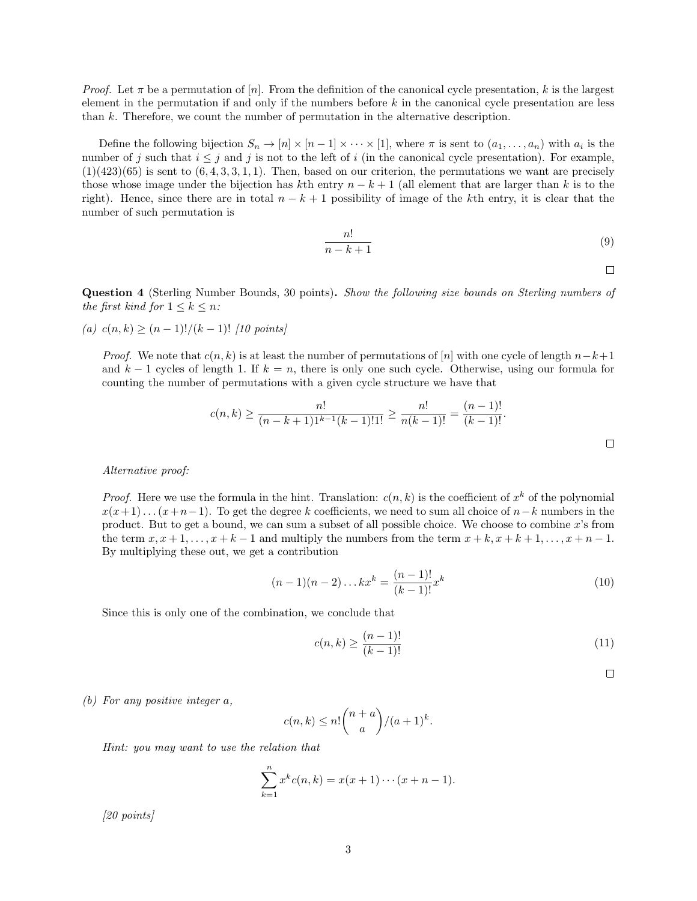*Proof.* Let $\pi$ be a permutation of $[n]$. From the definition of the canonical cycle presentation, $k$ is the largest element in the permutation if and only if the numbers before $k$ in the canonical cycle presentation are less than $k$. Therefore, we count the number of permutation in the alternative description.

Define the following bijection $S_n \to [n] \times [n-1] \times \cdots \times [1]$, where $\pi$ is sent to $(a_1, \ldots, a_n)$ with $a_i$ is the number of $j$ such that $i \leq j$ and $j$ is not to the left of $i$ (in the canonical cycle presentation). For example, $(1)(423)(65)$ is sent to $(6,4,3,3,1,1)$. Then, based on our criterion, the permutations we want are precisely those whose image under the bijection has $k$th entry $n-k+1$ (all element that are larger than $k$ is to the right). Hence, since there are in total $n-k+1$ possibility of image of the $k$th entry, it is clear that the number of such permutation is

$$\frac{n!}{n-k+1} \tag{9}$$

□

**Question 4** (Sterling Number Bounds, 30 points)**.** *Show the following size bounds on Sterling numbers of the first kind for $1 \leq k \leq n$:*

*(a) $c(n,k) \geq (n-1)!/(k-1)!$ [10 points]*

*Proof.* We note that $c(n,k)$ is at least the number of permutations of $[n]$ with one cycle of length $n-k+1$ and $k-1$ cycles of length 1. If $k=n$, there is only one such cycle. Otherwise, using our formula for counting the number of permutations with a given cycle structure we have that

$$c(n,k) \geq \frac{n!}{(n-k+1)1^{k-1}(k-1)!1!} \geq \frac{n!}{n(k-1)!} = \frac{(n-1)!}{(k-1)!}.$$

□

*Alternative proof:*

*Proof.* Here we use the formula in the hint. Translation: $c(n,k)$ is the coefficient of $x^k$ of the polynomial $x(x+1)\ldots(x+n-1)$. To get the degree $k$ coefficients, we need to sum all choice of $n-k$ numbers in the product. But to get a bound, we can sum a subset of all possible choice. We choose to combine $x$'s from the term $x, x+1, \ldots, x+k-1$ and multiply the numbers from the term $x+k, x+k+1, \ldots, x+n-1$. By multiplying these out, we get a contribution

$$(n-1)(n-2)\ldots k x^k = \frac{(n-1)!}{(k-1)!}x^k \tag{10}$$

Since this is only one of the combination, we conclude that

$$c(n,k) \geq \frac{(n-1)!}{(k-1)!} \tag{11}$$

□

*(b) For any positive integer $a$,*

$$c(n,k) \leq n!\binom{n+a}{a}/(a+1)^k.$$

*Hint: you may want to use the relation that*

$$\sum_{k=1}^{n} x^k c(n,k) = x(x+1)\cdots(x+n-1).$$

*[20 points]*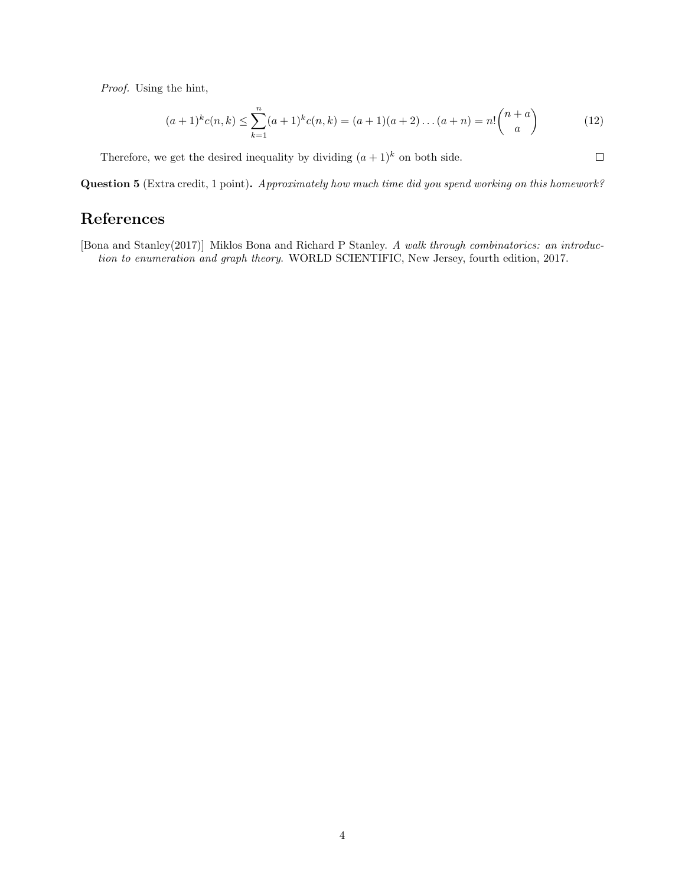*Proof.* Using the hint,

$$(a+1)^k c(n,k) \leq \sum_{k=1}^{n} (a+1)^k c(n,k) = (a+1)(a+2)\dots(a+n) = n!\binom{n+a}{a} \tag{12}$$

Therefore, we get the desired inequality by dividing $(a+1)^k$ on both side. □

**Question 5** (Extra credit, 1 point)**.** *Approximately how much time did you spend working on this homework?*

## References

[Bona and Stanley(2017)] Miklos Bona and Richard P Stanley. *A walk through combinatorics: an introduction to enumeration and graph theory.* WORLD SCIENTIFIC, New Jersey, fourth edition, 2017.